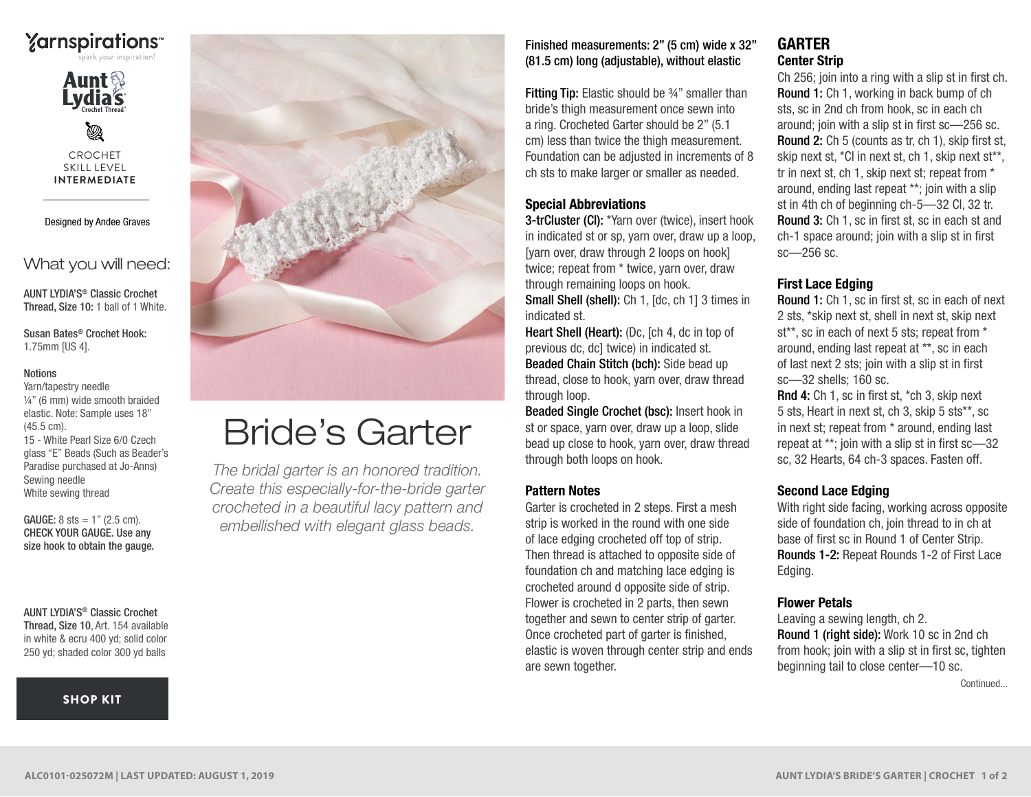Yarnspirations™
spark your inspiration!

Aunt Lydia's Crochet Thread

CROCHET
SKILL LEVEL
**INTERMEDIATE**

Designed by Andee Graves

## What you will need:

**AUNT LYDIA'S® Classic Crochet Thread, Size 10:** 1 ball of 1 White.

**Susan Bates® Crochet Hook:** 1.75mm [US 4].

**Notions**
Yarn/tapestry needle
¼" (6 mm) wide smooth braided elastic. Note: Sample uses 18" (45.5 cm).
15 - White Pearl Size 6/0 Czech glass "E" Beads (Such as Beader's Paradise purchased at Jo-Anns)
Sewing needle
White sewing thread

**GAUGE:** 8 sts = 1" (2.5 cm).
**CHECK YOUR GAUGE. Use any size hook to obtain the gauge.**

**AUNT LYDIA'S® Classic Crochet Thread, Size 10**, Art. 154 available in white & ecru 400 yd; solid color 250 yd; shaded color 300 yd balls

**SHOP KIT**

# Bride's Garter

*The bridal garter is an honored tradition. Create this especially-for-the-bride garter crocheted in a beautiful lacy pattern and embellished with elegant glass beads.*

**Finished measurements: 2" (5 cm) wide x 32" (81.5 cm) long (adjustable), without elastic**

**Fitting Tip:** Elastic should be ¾" smaller than bride's thigh measurement once sewn into a ring. Crocheted Garter should be 2" (5.1 cm) less than twice the thigh measurement. Foundation can be adjusted in increments of 8 ch sts to make larger or smaller as needed.

### Special Abbreviations

**3-trCluster (Cl):** *Yarn over (twice), insert hook in indicated st or sp, yarn over, draw up a loop, [yarn over, draw through 2 loops on hook] twice; repeat from * twice, yarn over, draw through remaining loops on hook.
**Small Shell (shell):** Ch 1, [dc, ch 1] 3 times in indicated st.
**Heart Shell (Heart):** (Dc, [ch 4, dc in top of previous dc, dc] twice) in indicated st.
**Beaded Chain Stitch (bch):** Side bead up thread, close to hook, yarn over, draw thread through loop.
**Beaded Single Crochet (bsc):** Insert hook in st or space, yarn over, draw up a loop, slide bead up close to hook, yarn over, draw thread through both loops on hook.

### Pattern Notes

Garter is crocheted in 2 steps. First a mesh strip is worked in the round with one side of lace edging crocheted off top of strip. Then thread is attached to opposite side of foundation ch and matching lace edging is crocheted around d opposite side of strip. Flower is crocheted in 2 parts, then sewn together and sewn to center strip of garter. Once crocheted part of garter is finished, elastic is woven through center strip and ends are sewn together.

## GARTER

### Center Strip

Ch 256; join into a ring with a slip st in first ch.
**Round 1:** Ch 1, working in back bump of ch sts, sc in 2nd ch from hook, sc in each ch around; join with a slip st in first sc—256 sc.
**Round 2:** Ch 5 (counts as tr, ch 1), skip first st, skip next st, *Cl in next st, ch 1, skip next st**, tr in next st, ch 1, skip next st; repeat from * around, ending last repeat **; join with a slip st in 4th ch of beginning ch-5—32 Cl, 32 tr.
**Round 3:** Ch 1, sc in first st, sc in each st and ch-1 space around; join with a slip st in first sc—256 sc.

### First Lace Edging

**Round 1:** Ch 1, sc in first st, sc in each of next 2 sts, *skip next st, shell in next st, skip next st**, sc in each of next 5 sts; repeat from * around, ending last repeat at **, sc in each of last next 2 sts; join with a slip st in first sc—32 shells; 160 sc.
**Rnd 4:** Ch 1, sc in first st, *ch 3, skip next 5 sts, Heart in next st, ch 3, skip 5 sts**, sc in next st; repeat from * around, ending last repeat at **; join with a slip st in first sc—32 sc, 32 Hearts, 64 ch-3 spaces. Fasten off.

### Second Lace Edging

With right side facing, working across opposite side of foundation ch, join thread to in ch at base of first sc in Round 1 of Center Strip.
**Rounds 1-2:** Repeat Rounds 1-2 of First Lace Edging.

### Flower Petals

Leaving a sewing length, ch 2.
**Round 1 (right side):** Work 10 sc in 2nd ch from hook; join with a slip st in first sc, tighten beginning tail to close center—10 sc.

Continued...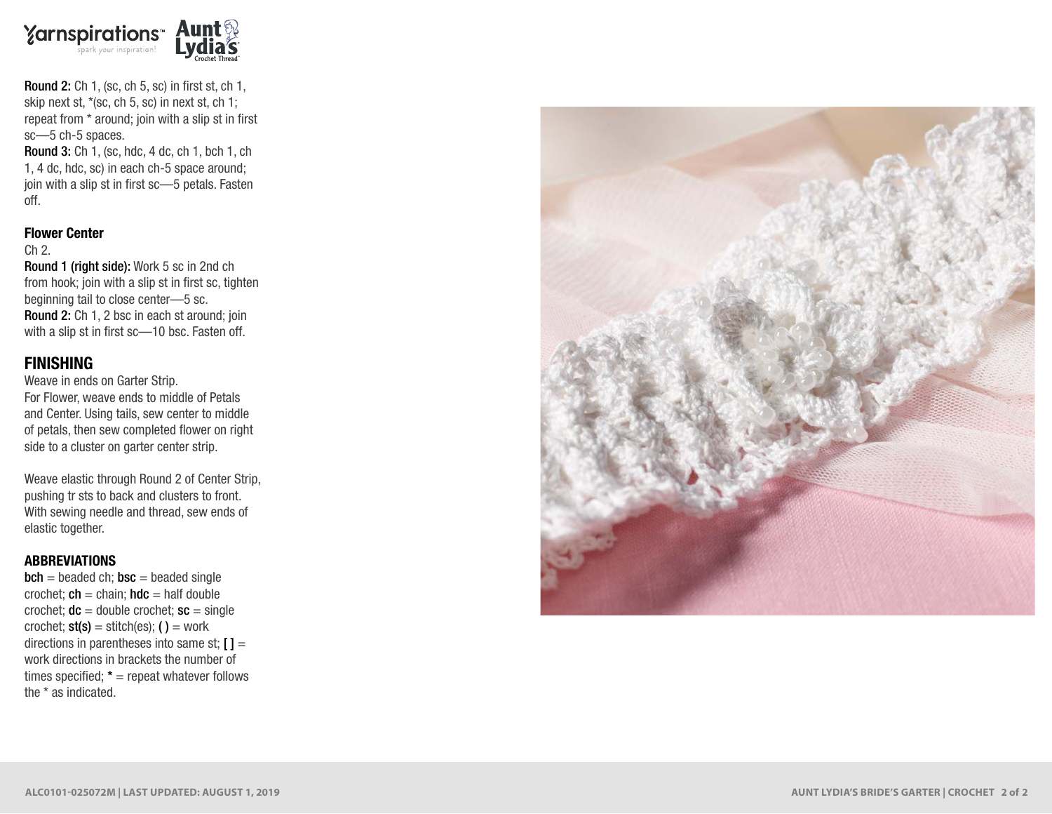**Round 2:** Ch 1, (sc, ch 5, sc) in first st, ch 1, skip next st, *(sc, ch 5, sc) in next st, ch 1; repeat from * around; join with a slip st in first sc—5 ch-5 spaces.

**Round 3:** Ch 1, (sc, hdc, 4 dc, ch 1, bch 1, ch 1, 4 dc, hdc, sc) in each ch-5 space around; join with a slip st in first sc—5 petals. Fasten off.

### Flower Center

Ch 2.

**Round 1 (right side):** Work 5 sc in 2nd ch from hook; join with a slip st in first sc, tighten beginning tail to close center—5 sc.

**Round 2:** Ch 1, 2 bsc in each st around; join with a slip st in first sc—10 bsc. Fasten off.

## FINISHING

Weave in ends on Garter Strip.

For Flower, weave ends to middle of Petals and Center. Using tails, sew center to middle of petals, then sew completed flower on right side to a cluster on garter center strip.

Weave elastic through Round 2 of Center Strip, pushing tr sts to back and clusters to front. With sewing needle and thread, sew ends of elastic together.

### ABBREVIATIONS

**bch** = beaded ch; **bsc** = beaded single crochet; **ch** = chain; **hdc** = half double crochet; **dc** = double crochet; **sc** = single crochet; **st(s)** = stitch(es); **( )** = work directions in parentheses into same st; **[ ]** = work directions in brackets the number of times specified; * = repeat whatever follows the * as indicated.